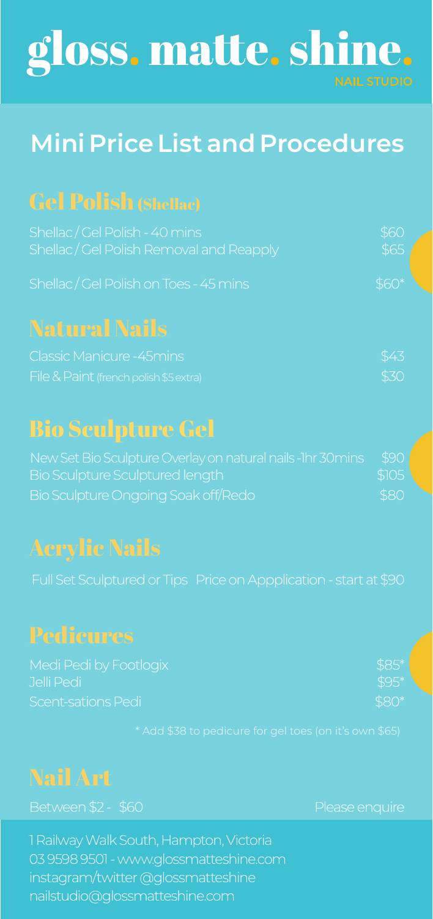# gloss. matte. shine.

NAIL STUDIO

## Mini Price List and Procedures

### Gel Polish (Shellac)

| Service | Price |
|---|---|
| Shellac / Gel Polish - 40 mins | $60 |
| Shellac / Gel Polish Removal and Reapply | $65 |
| Shellac / Gel Polish on Toes - 45 mins | $60* |

### Natural Nails

| Service | Price |
|---|---|
| Classic Manicure -45mins | $43 |
| File & Paint (french polish $5 extra) | $30 |

### Bio Sculpture Gel

| Service | Price |
|---|---|
| New Set Bio Sculpture Overlay on natural nails -1hr 30mins | $90 |
| Bio Sculpture Sculptured length | $105 |
| Bio Sculpture Ongoing Soak off/Redo | $80 |

### Acrylic Nails

Full Set Sculptured or Tips Price on Appplication - start at $90

### Pedicures

| Service | Price |
|---|---|
| Medi Pedi by Footlogix | $85* |
| Jelli Pedi | $95* |
| Scent-sations Pedi | $80* |

* Add $38 to pedicure for gel toes (on it's own $65)

### Nail Art

Between $2 - $60 Please enquire

1 Railway Walk South, Hampton, Victoria
03 9598 9501 - www.glossmatteshine.com
instagram/twitter @glossmatteshine
nailstudio@glossmatteshine.com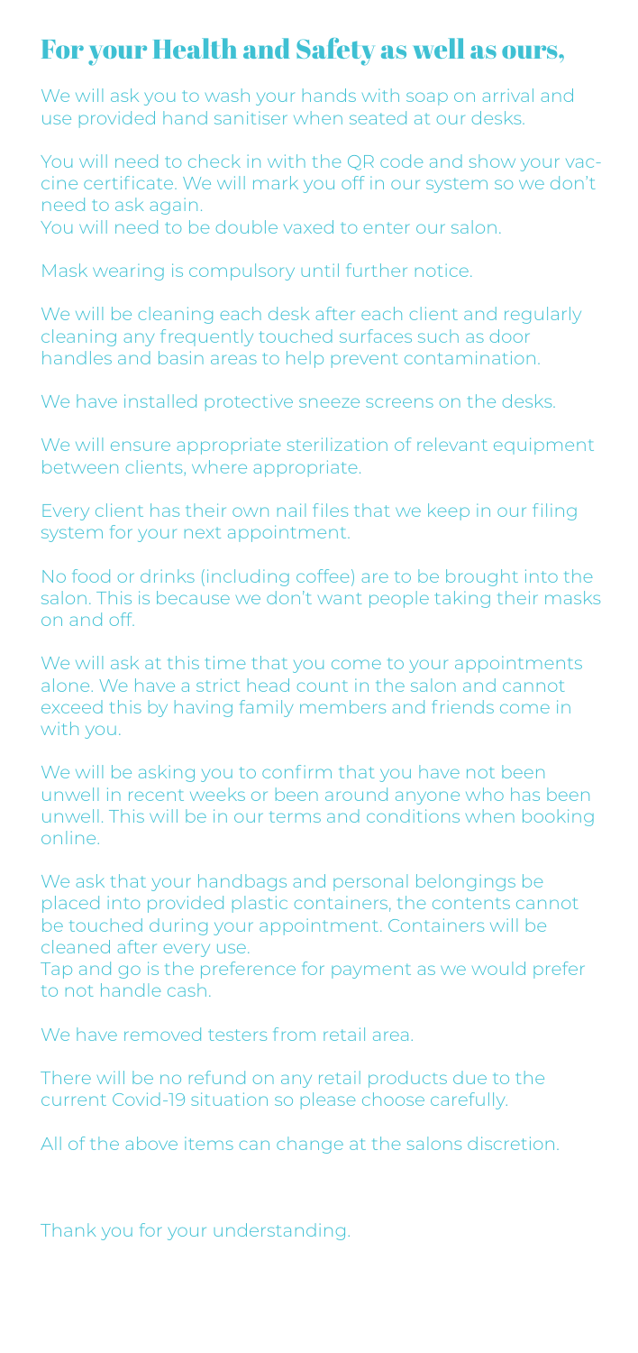# For your Health and Safety as well as ours,

We will ask you to wash your hands with soap on arrival and use provided hand sanitiser when seated at our desks.

You will need to check in with the QR code and show your vaccine certificate. We will mark you off in our system so we don't need to ask again.
You will need to be double vaxed to enter our salon.

Mask wearing is compulsory until further notice.

We will be cleaning each desk after each client and regularly cleaning any frequently touched surfaces such as door handles and basin areas to help prevent contamination.

We have installed protective sneeze screens on the desks.

We will ensure appropriate sterilization of relevant equipment between clients, where appropriate.

Every client has their own nail files that we keep in our filing system for your next appointment.

No food or drinks (including coffee) are to be brought into the salon. This is because we don't want people taking their masks on and off.

We will ask at this time that you come to your appointments alone. We have a strict head count in the salon and cannot exceed this by having family members and friends come in with you.

We will be asking you to confirm that you have not been unwell in recent weeks or been around anyone who has been unwell. This will be in our terms and conditions when booking online.

We ask that your handbags and personal belongings be placed into provided plastic containers, the contents cannot be touched during your appointment. Containers will be cleaned after every use.
Tap and go is the preference for payment as we would prefer to not handle cash.

We have removed testers from retail area.

There will be no refund on any retail products due to the current Covid-19 situation so please choose carefully.

All of the above items can change at the salons discretion.

Thank you for your understanding.